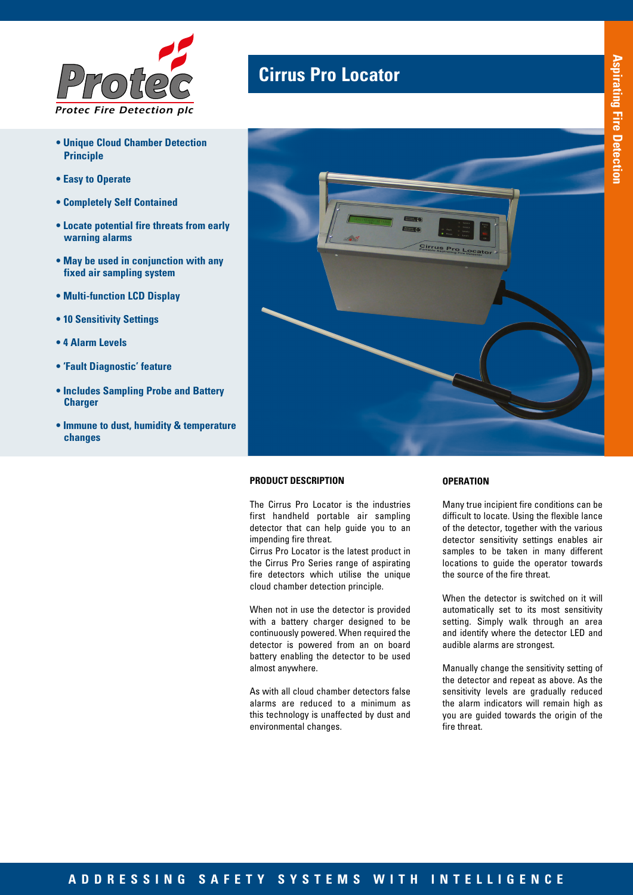Protec

*Protec Fire Detection plc*

# Cirrus Pro Locator

Aspirating Fire Detection

- **Unique Cloud Chamber Detection Principle**
- **Easy to Operate**
- **Completely Self Contained**
- **Locate potential fire threats from early warning alarms**
- **May be used in conjunction with any fixed air sampling system**
- **Multi-function LCD Display**
- **10 Sensitivity Settings**
- **4 Alarm Levels**
- **'Fault Diagnostic' feature**
- **Includes Sampling Probe and Battery Charger**
- **Immune to dust, humidity & temperature changes**

## PRODUCT DESCRIPTION

The Cirrus Pro Locator is the industries first handheld portable air sampling detector that can help guide you to an impending fire threat.
Cirrus Pro Locator is the latest product in the Cirrus Pro Series range of aspirating fire detectors which utilise the unique cloud chamber detection principle.

When not in use the detector is provided with a battery charger designed to be continuously powered. When required the detector is powered from an on board battery enabling the detector to be used almost anywhere.

As with all cloud chamber detectors false alarms are reduced to a minimum as this technology is unaffected by dust and environmental changes.

## OPERATION

Many true incipient fire conditions can be difficult to locate. Using the flexible lance of the detector, together with the various detector sensitivity settings enables air samples to be taken in many different locations to guide the operator towards the source of the fire threat.

When the detector is switched on it will automatically set to its most sensitivity setting. Simply walk through an area and identify where the detector LED and audible alarms are strongest.

Manually change the sensitivity setting of the detector and repeat as above. As the sensitivity levels are gradually reduced the alarm indicators will remain high as you are guided towards the origin of the fire threat.

ADDRESSING SAFETY SYSTEMS WITH INTELLIGENCE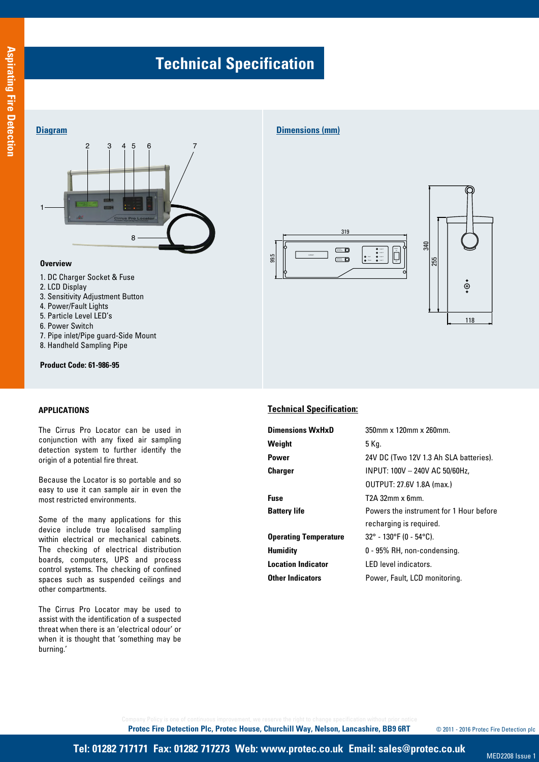# Technical Specification

## Diagram

2 3 4 5 6 7

1

8

**Overview**

1. DC Charger Socket & Fuse
2. LCD Display
3. Sensitivity Adjustment Button
4. Power/Fault Lights
5. Particle Level LED's
6. Power Switch
7. Pipe inlet/Pipe guard-Side Mount
8. Handheld Sampling Pipe

**Product Code: 61-986-95**

## Dimensions (mm)

319

99.5

340

255

118

**APPLICATIONS**

The Cirrus Pro Locator can be used in conjunction with any fixed air sampling detection system to further identify the origin of a potential fire threat.

Because the Locator is so portable and so easy to use it can sample air in even the most restricted environments.

Some of the many applications for this device include true localised sampling within electrical or mechanical cabinets. The checking of electrical distribution boards, computers, UPS and process control systems. The checking of confined spaces such as suspended ceilings and other compartments.

The Cirrus Pro Locator may be used to assist with the identification of a suspected threat when there is an 'electrical odour' or when it is thought that 'something may be burning.'

## Technical Specification:

| | |
|---|---|
| **Dimensions WxHxD** | 350mm x 120mm x 260mm. |
| **Weight** | 5 Kg. |
| **Power** | 24V DC (Two 12V 1.3 Ah SLA batteries). |
| **Charger** | INPUT: 100V – 240V AC 50/60Hz, OUTPUT: 27.6V 1.8A (max.) |
| **Fuse** | T2A 32mm x 6mm. |
| **Battery life** | Powers the instrument for 1 Hour before recharging is required. |
| **Operating Temperature** | 32° - 130°F (0 - 54°C). |
| **Humidity** | 0 - 95% RH, non-condensing. |
| **Location Indicator** | LED level indicators. |
| **Other Indicators** | Power, Fault, LCD monitoring. |

Company Policy is one of continuous improvement, we reserve the right to change specification without prior notice

**Protec Fire Detection Plc, Protec House, Churchill Way, Nelson, Lancashire, BB9 6RT**

© 2011 - 2016 Protec Fire Detection plc

**Tel: 01282 717171 Fax: 01282 717273 Web: www.protec.co.uk Email: sales@protec.co.uk**

MED2208 Issue 1